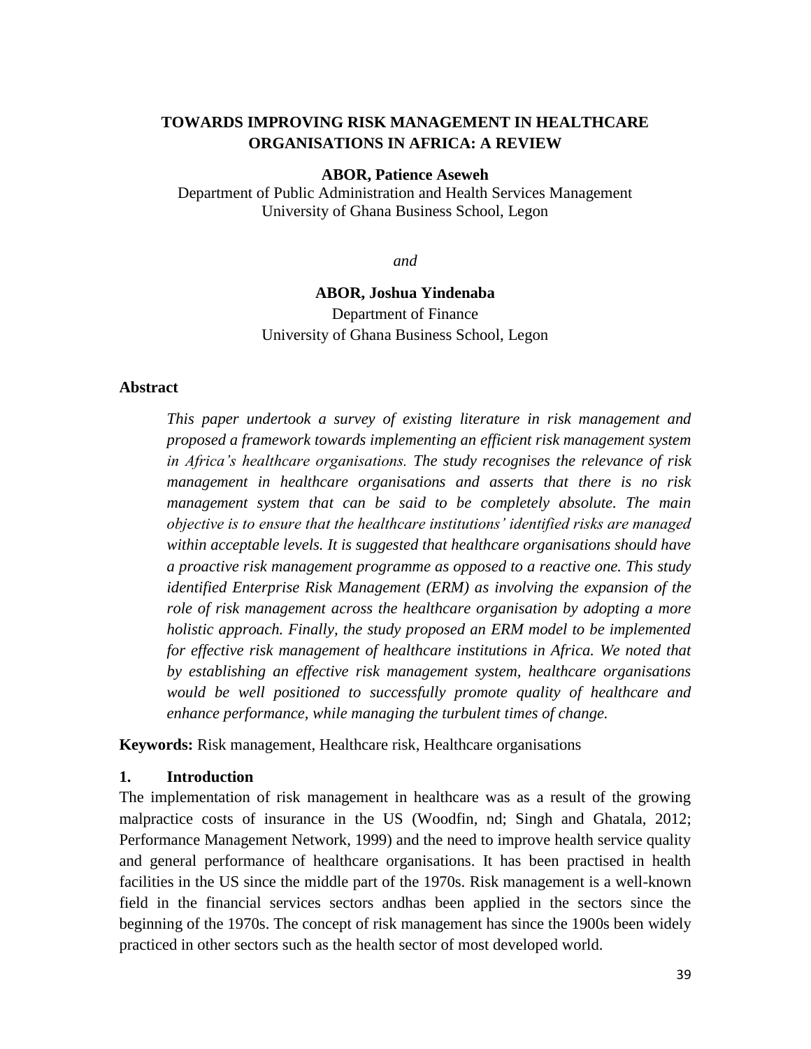# TOWARDS IMPROVING RISK MANAGEMENT IN HEALTHCARE ORGANISATIONS IN AFRICA: A REVIEW

**ABOR, Patience Aseweh**
Department of Public Administration and Health Services Management
University of Ghana Business School, Legon

*and*

**ABOR, Joshua Yindenaba**
Department of Finance
University of Ghana Business School, Legon

## Abstract

*This paper undertook a survey of existing literature in risk management and proposed a framework towards implementing an efficient risk management system in Africa's healthcare organisations. The study recognises the relevance of risk management in healthcare organisations and asserts that there is no risk management system that can be said to be completely absolute. The main objective is to ensure that the healthcare institutions' identified risks are managed within acceptable levels. It is suggested that healthcare organisations should have a proactive risk management programme as opposed to a reactive one. This study identified Enterprise Risk Management (ERM) as involving the expansion of the role of risk management across the healthcare organisation by adopting a more holistic approach. Finally, the study proposed an ERM model to be implemented for effective risk management of healthcare institutions in Africa. We noted that by establishing an effective risk management system, healthcare organisations would be well positioned to successfully promote quality of healthcare and enhance performance, while managing the turbulent times of change.*

**Keywords:** Risk management, Healthcare risk, Healthcare organisations

## 1. Introduction

The implementation of risk management in healthcare was as a result of the growing malpractice costs of insurance in the US (Woodfin, nd; Singh and Ghatala, 2012; Performance Management Network, 1999) and the need to improve health service quality and general performance of healthcare organisations. It has been practised in health facilities in the US since the middle part of the 1970s. Risk management is a well-known field in the financial services sectors andhas been applied in the sectors since the beginning of the 1970s. The concept of risk management has since the 1900s been widely practiced in other sectors such as the health sector of most developed world.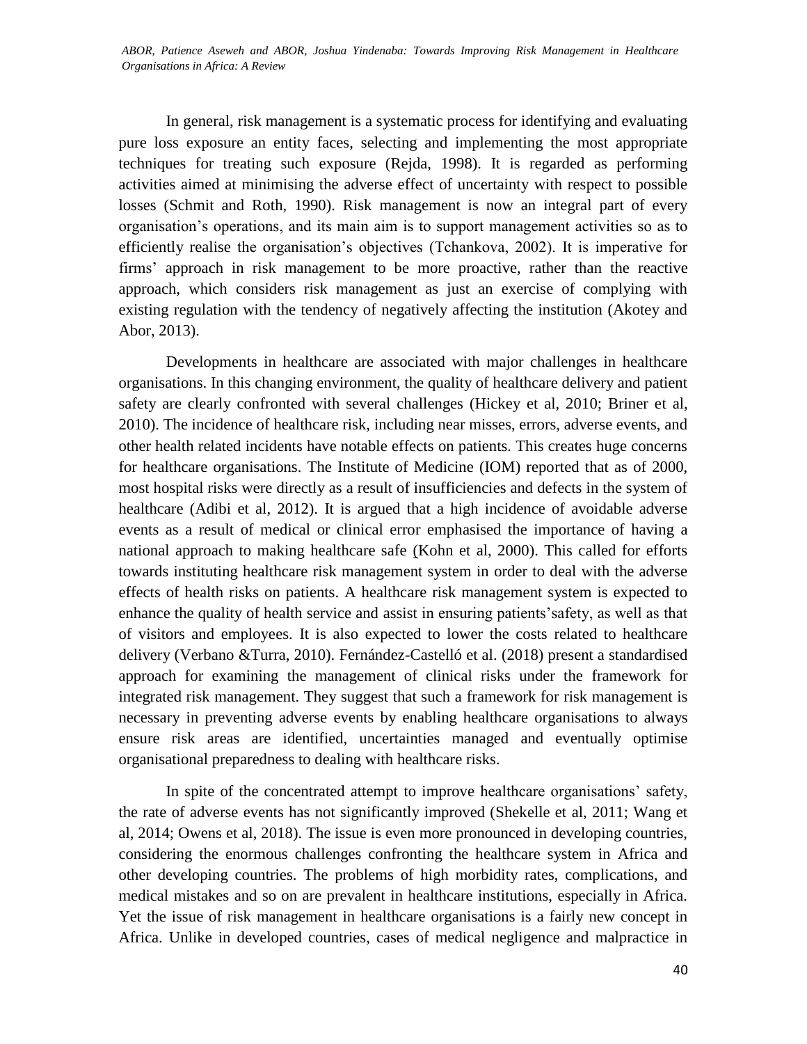In general, risk management is a systematic process for identifying and evaluating pure loss exposure an entity faces, selecting and implementing the most appropriate techniques for treating such exposure (Rejda, 1998). It is regarded as performing activities aimed at minimising the adverse effect of uncertainty with respect to possible losses (Schmit and Roth, 1990). Risk management is now an integral part of every organisation's operations, and its main aim is to support management activities so as to efficiently realise the organisation's objectives (Tchankova, 2002). It is imperative for firms' approach in risk management to be more proactive, rather than the reactive approach, which considers risk management as just an exercise of complying with existing regulation with the tendency of negatively affecting the institution (Akotey and Abor, 2013).

Developments in healthcare are associated with major challenges in healthcare organisations. In this changing environment, the quality of healthcare delivery and patient safety are clearly confronted with several challenges (Hickey et al, 2010; Briner et al, 2010). The incidence of healthcare risk, including near misses, errors, adverse events, and other health related incidents have notable effects on patients. This creates huge concerns for healthcare organisations. The Institute of Medicine (IOM) reported that as of 2000, most hospital risks were directly as a result of insufficiencies and defects in the system of healthcare (Adibi et al, 2012). It is argued that a high incidence of avoidable adverse events as a result of medical or clinical error emphasised the importance of having a national approach to making healthcare safe (Kohn et al, 2000). This called for efforts towards instituting healthcare risk management system in order to deal with the adverse effects of health risks on patients. A healthcare risk management system is expected to enhance the quality of health service and assist in ensuring patients'safety, as well as that of visitors and employees. It is also expected to lower the costs related to healthcare delivery (Verbano &Turra, 2010). Fernández-Castelló et al. (2018) present a standardised approach for examining the management of clinical risks under the framework for integrated risk management. They suggest that such a framework for risk management is necessary in preventing adverse events by enabling healthcare organisations to always ensure risk areas are identified, uncertainties managed and eventually optimise organisational preparedness to dealing with healthcare risks.

In spite of the concentrated attempt to improve healthcare organisations' safety, the rate of adverse events has not significantly improved (Shekelle et al, 2011; Wang et al, 2014; Owens et al, 2018). The issue is even more pronounced in developing countries, considering the enormous challenges confronting the healthcare system in Africa and other developing countries. The problems of high morbidity rates, complications, and medical mistakes and so on are prevalent in healthcare institutions, especially in Africa. Yet the issue of risk management in healthcare organisations is a fairly new concept in Africa. Unlike in developed countries, cases of medical negligence and malpractice in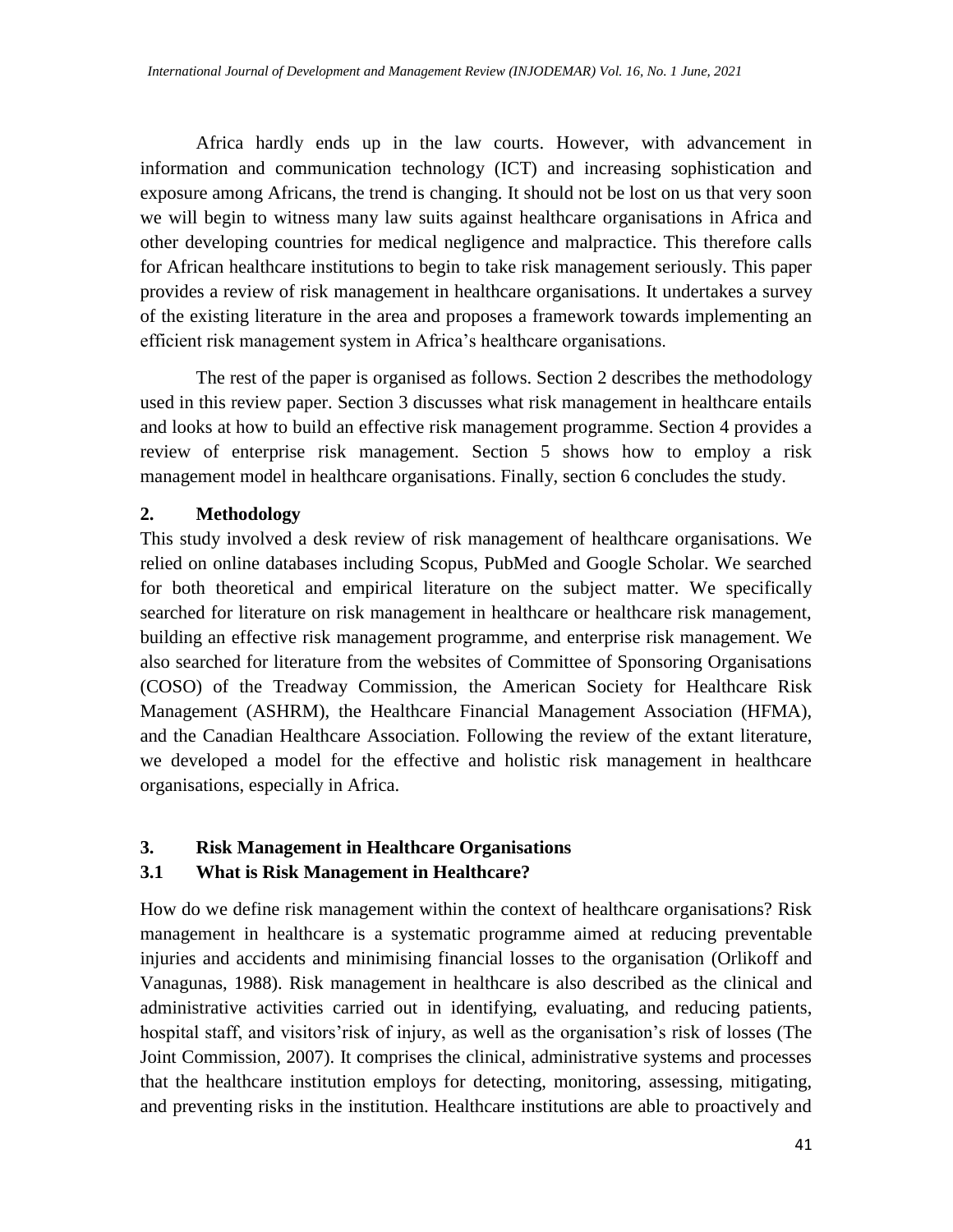Africa hardly ends up in the law courts. However, with advancement in information and communication technology (ICT) and increasing sophistication and exposure among Africans, the trend is changing. It should not be lost on us that very soon we will begin to witness many law suits against healthcare organisations in Africa and other developing countries for medical negligence and malpractice. This therefore calls for African healthcare institutions to begin to take risk management seriously. This paper provides a review of risk management in healthcare organisations. It undertakes a survey of the existing literature in the area and proposes a framework towards implementing an efficient risk management system in Africa's healthcare organisations.

The rest of the paper is organised as follows. Section 2 describes the methodology used in this review paper. Section 3 discusses what risk management in healthcare entails and looks at how to build an effective risk management programme. Section 4 provides a review of enterprise risk management. Section 5 shows how to employ a risk management model in healthcare organisations. Finally, section 6 concludes the study.

## 2. Methodology

This study involved a desk review of risk management of healthcare organisations. We relied on online databases including Scopus, PubMed and Google Scholar. We searched for both theoretical and empirical literature on the subject matter. We specifically searched for literature on risk management in healthcare or healthcare risk management, building an effective risk management programme, and enterprise risk management. We also searched for literature from the websites of Committee of Sponsoring Organisations (COSO) of the Treadway Commission, the American Society for Healthcare Risk Management (ASHRM), the Healthcare Financial Management Association (HFMA), and the Canadian Healthcare Association. Following the review of the extant literature, we developed a model for the effective and holistic risk management in healthcare organisations, especially in Africa.

## 3. Risk Management in Healthcare Organisations

### 3.1 What is Risk Management in Healthcare?

How do we define risk management within the context of healthcare organisations? Risk management in healthcare is a systematic programme aimed at reducing preventable injuries and accidents and minimising financial losses to the organisation (Orlikoff and Vanagunas, 1988). Risk management in healthcare is also described as the clinical and administrative activities carried out in identifying, evaluating, and reducing patients, hospital staff, and visitors'risk of injury, as well as the organisation's risk of losses (The Joint Commission, 2007). It comprises the clinical, administrative systems and processes that the healthcare institution employs for detecting, monitoring, assessing, mitigating, and preventing risks in the institution. Healthcare institutions are able to proactively and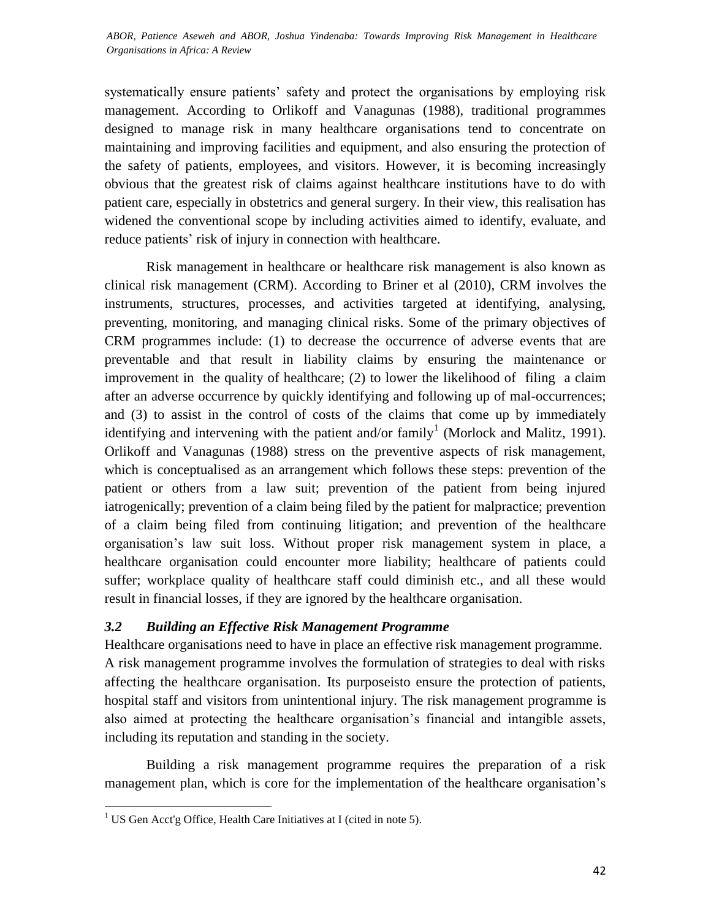systematically ensure patients' safety and protect the organisations by employing risk management. According to Orlikoff and Vanagunas (1988), traditional programmes designed to manage risk in many healthcare organisations tend to concentrate on maintaining and improving facilities and equipment, and also ensuring the protection of the safety of patients, employees, and visitors. However, it is becoming increasingly obvious that the greatest risk of claims against healthcare institutions have to do with patient care, especially in obstetrics and general surgery. In their view, this realisation has widened the conventional scope by including activities aimed to identify, evaluate, and reduce patients' risk of injury in connection with healthcare.

Risk management in healthcare or healthcare risk management is also known as clinical risk management (CRM). According to Briner et al (2010), CRM involves the instruments, structures, processes, and activities targeted at identifying, analysing, preventing, monitoring, and managing clinical risks. Some of the primary objectives of CRM programmes include: (1) to decrease the occurrence of adverse events that are preventable and that result in liability claims by ensuring the maintenance or improvement in the quality of healthcare; (2) to lower the likelihood of filing a claim after an adverse occurrence by quickly identifying and following up of mal-occurrences; and (3) to assist in the control of costs of the claims that come up by immediately identifying and intervening with the patient and/or family[1] (Morlock and Malitz, 1991). Orlikoff and Vanagunas (1988) stress on the preventive aspects of risk management, which is conceptualised as an arrangement which follows these steps: prevention of the patient or others from a law suit; prevention of the patient from being injured iatrogenically; prevention of a claim being filed by the patient for malpractice; prevention of a claim being filed from continuing litigation; and prevention of the healthcare organisation's law suit loss. Without proper risk management system in place, a healthcare organisation could encounter more liability; healthcare of patients could suffer; workplace quality of healthcare staff could diminish etc., and all these would result in financial losses, if they are ignored by the healthcare organisation.

### *3.2 Building an Effective Risk Management Programme*

Healthcare organisations need to have in place an effective risk management programme. A risk management programme involves the formulation of strategies to deal with risks affecting the healthcare organisation. Its purposeisto ensure the protection of patients, hospital staff and visitors from unintentional injury. The risk management programme is also aimed at protecting the healthcare organisation's financial and intangible assets, including its reputation and standing in the society.

Building a risk management programme requires the preparation of a risk management plan, which is core for the implementation of the healthcare organisation's

---

[1] US Gen Acct'g Office, Health Care Initiatives at I (cited in note 5).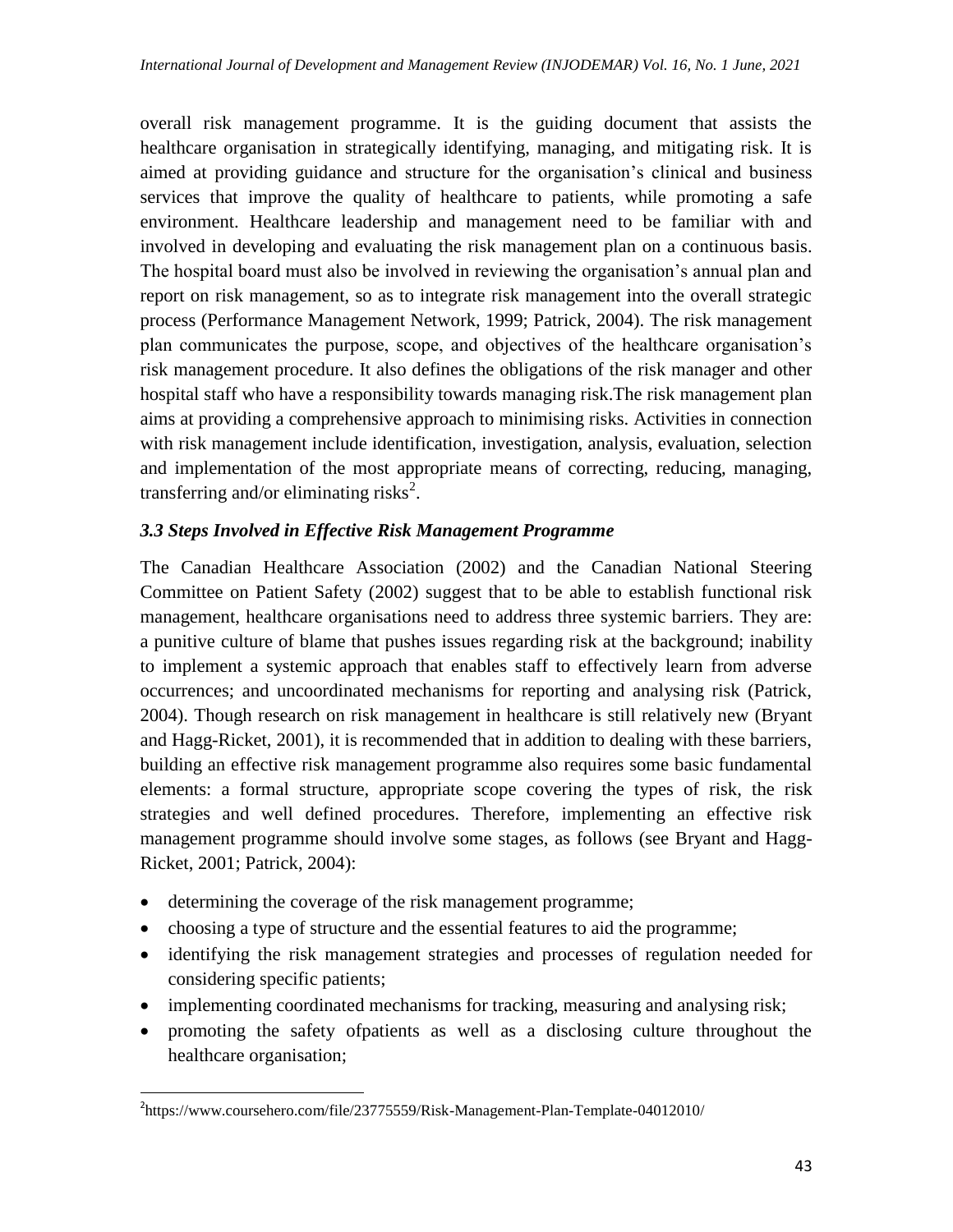overall risk management programme. It is the guiding document that assists the healthcare organisation in strategically identifying, managing, and mitigating risk. It is aimed at providing guidance and structure for the organisation's clinical and business services that improve the quality of healthcare to patients, while promoting a safe environment. Healthcare leadership and management need to be familiar with and involved in developing and evaluating the risk management plan on a continuous basis. The hospital board must also be involved in reviewing the organisation's annual plan and report on risk management, so as to integrate risk management into the overall strategic process (Performance Management Network, 1999; Patrick, 2004). The risk management plan communicates the purpose, scope, and objectives of the healthcare organisation's risk management procedure. It also defines the obligations of the risk manager and other hospital staff who have a responsibility towards managing risk.The risk management plan aims at providing a comprehensive approach to minimising risks. Activities in connection with risk management include identification, investigation, analysis, evaluation, selection and implementation of the most appropriate means of correcting, reducing, managing, transferring and/or eliminating risks[2].

### *3.3 Steps Involved in Effective Risk Management Programme*

The Canadian Healthcare Association (2002) and the Canadian National Steering Committee on Patient Safety (2002) suggest that to be able to establish functional risk management, healthcare organisations need to address three systemic barriers. They are: a punitive culture of blame that pushes issues regarding risk at the background; inability to implement a systemic approach that enables staff to effectively learn from adverse occurrences; and uncoordinated mechanisms for reporting and analysing risk (Patrick, 2004). Though research on risk management in healthcare is still relatively new (Bryant and Hagg-Ricket, 2001), it is recommended that in addition to dealing with these barriers, building an effective risk management programme also requires some basic fundamental elements: a formal structure, appropriate scope covering the types of risk, the risk strategies and well defined procedures. Therefore, implementing an effective risk management programme should involve some stages, as follows (see Bryant and Hagg-Ricket, 2001; Patrick, 2004):

- determining the coverage of the risk management programme;
- choosing a type of structure and the essential features to aid the programme;
- identifying the risk management strategies and processes of regulation needed for considering specific patients;
- implementing coordinated mechanisms for tracking, measuring and analysing risk;
- promoting the safety ofpatients as well as a disclosing culture throughout the healthcare organisation;

---

[2]https://www.coursehero.com/file/23775559/Risk-Management-Plan-Template-04012010/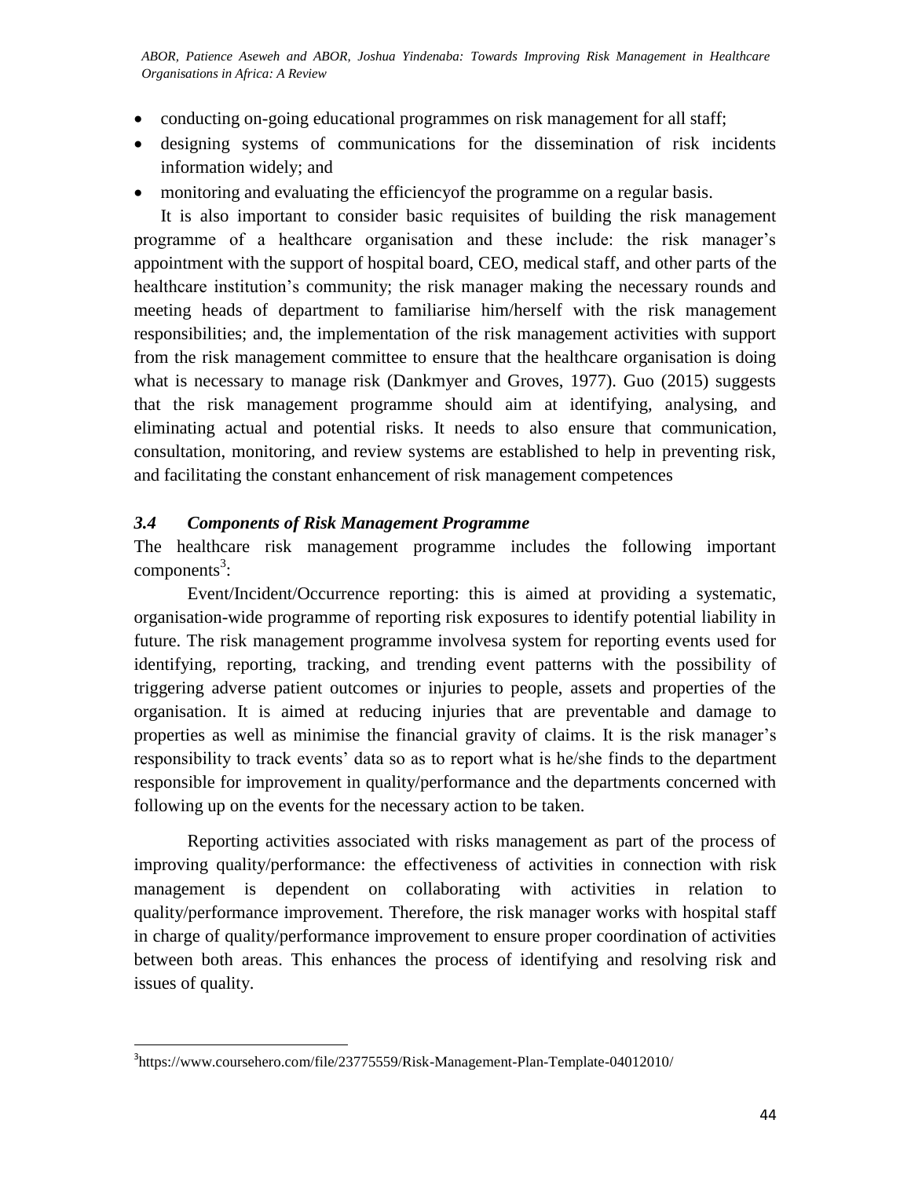- conducting on-going educational programmes on risk management for all staff;
- designing systems of communications for the dissemination of risk incidents information widely; and
- monitoring and evaluating the efficiencyof the programme on a regular basis.

It is also important to consider basic requisites of building the risk management programme of a healthcare organisation and these include: the risk manager's appointment with the support of hospital board, CEO, medical staff, and other parts of the healthcare institution's community; the risk manager making the necessary rounds and meeting heads of department to familiarise him/herself with the risk management responsibilities; and, the implementation of the risk management activities with support from the risk management committee to ensure that the healthcare organisation is doing what is necessary to manage risk (Dankmyer and Groves, 1977). Guo (2015) suggests that the risk management programme should aim at identifying, analysing, and eliminating actual and potential risks. It needs to also ensure that communication, consultation, monitoring, and review systems are established to help in preventing risk, and facilitating the constant enhancement of risk management competences

### *3.4 Components of Risk Management Programme*

The healthcare risk management programme includes the following important components[3]:

Event/Incident/Occurrence reporting: this is aimed at providing a systematic, organisation-wide programme of reporting risk exposures to identify potential liability in future. The risk management programme involvesa system for reporting events used for identifying, reporting, tracking, and trending event patterns with the possibility of triggering adverse patient outcomes or injuries to people, assets and properties of the organisation. It is aimed at reducing injuries that are preventable and damage to properties as well as minimise the financial gravity of claims. It is the risk manager's responsibility to track events' data so as to report what is he/she finds to the department responsible for improvement in quality/performance and the departments concerned with following up on the events for the necessary action to be taken.

Reporting activities associated with risks management as part of the process of improving quality/performance: the effectiveness of activities in connection with risk management is dependent on collaborating with activities in relation to quality/performance improvement. Therefore, the risk manager works with hospital staff in charge of quality/performance improvement to ensure proper coordination of activities between both areas. This enhances the process of identifying and resolving risk and issues of quality.

---

[3]https://www.coursehero.com/file/23775559/Risk-Management-Plan-Template-04012010/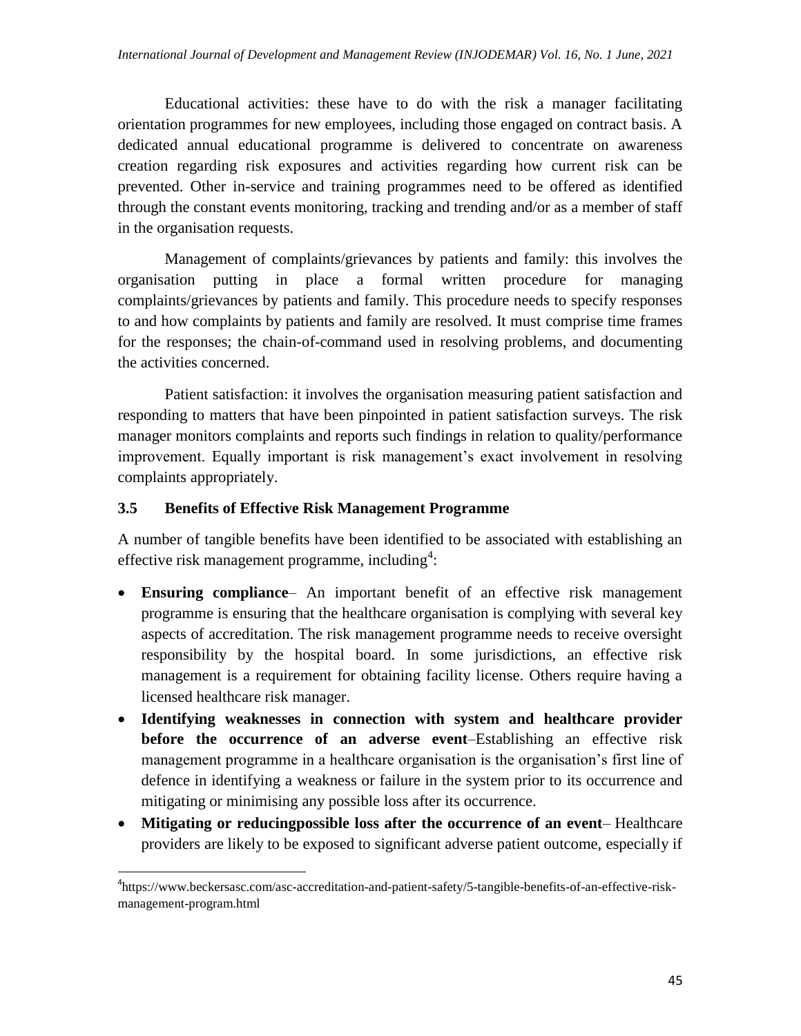Educational activities: these have to do with the risk a manager facilitating orientation programmes for new employees, including those engaged on contract basis. A dedicated annual educational programme is delivered to concentrate on awareness creation regarding risk exposures and activities regarding how current risk can be prevented. Other in-service and training programmes need to be offered as identified through the constant events monitoring, tracking and trending and/or as a member of staff in the organisation requests.

Management of complaints/grievances by patients and family: this involves the organisation putting in place a formal written procedure for managing complaints/grievances by patients and family. This procedure needs to specify responses to and how complaints by patients and family are resolved. It must comprise time frames for the responses; the chain-of-command used in resolving problems, and documenting the activities concerned.

Patient satisfaction: it involves the organisation measuring patient satisfaction and responding to matters that have been pinpointed in patient satisfaction surveys. The risk manager monitors complaints and reports such findings in relation to quality/performance improvement. Equally important is risk management's exact involvement in resolving complaints appropriately.

### 3.5 Benefits of Effective Risk Management Programme

A number of tangible benefits have been identified to be associated with establishing an effective risk management programme, including[4]:

- **Ensuring compliance**– An important benefit of an effective risk management programme is ensuring that the healthcare organisation is complying with several key aspects of accreditation. The risk management programme needs to receive oversight responsibility by the hospital board. In some jurisdictions, an effective risk management is a requirement for obtaining facility license. Others require having a licensed healthcare risk manager.
- **Identifying weaknesses in connection with system and healthcare provider before the occurrence of an adverse event**–Establishing an effective risk management programme in a healthcare organisation is the organisation's first line of defence in identifying a weakness or failure in the system prior to its occurrence and mitigating or minimising any possible loss after its occurrence.
- **Mitigating or reducingpossible loss after the occurrence of an event**– Healthcare providers are likely to be exposed to significant adverse patient outcome, especially if

[4]https://www.beckersasc.com/asc-accreditation-and-patient-safety/5-tangible-benefits-of-an-effective-risk-management-program.html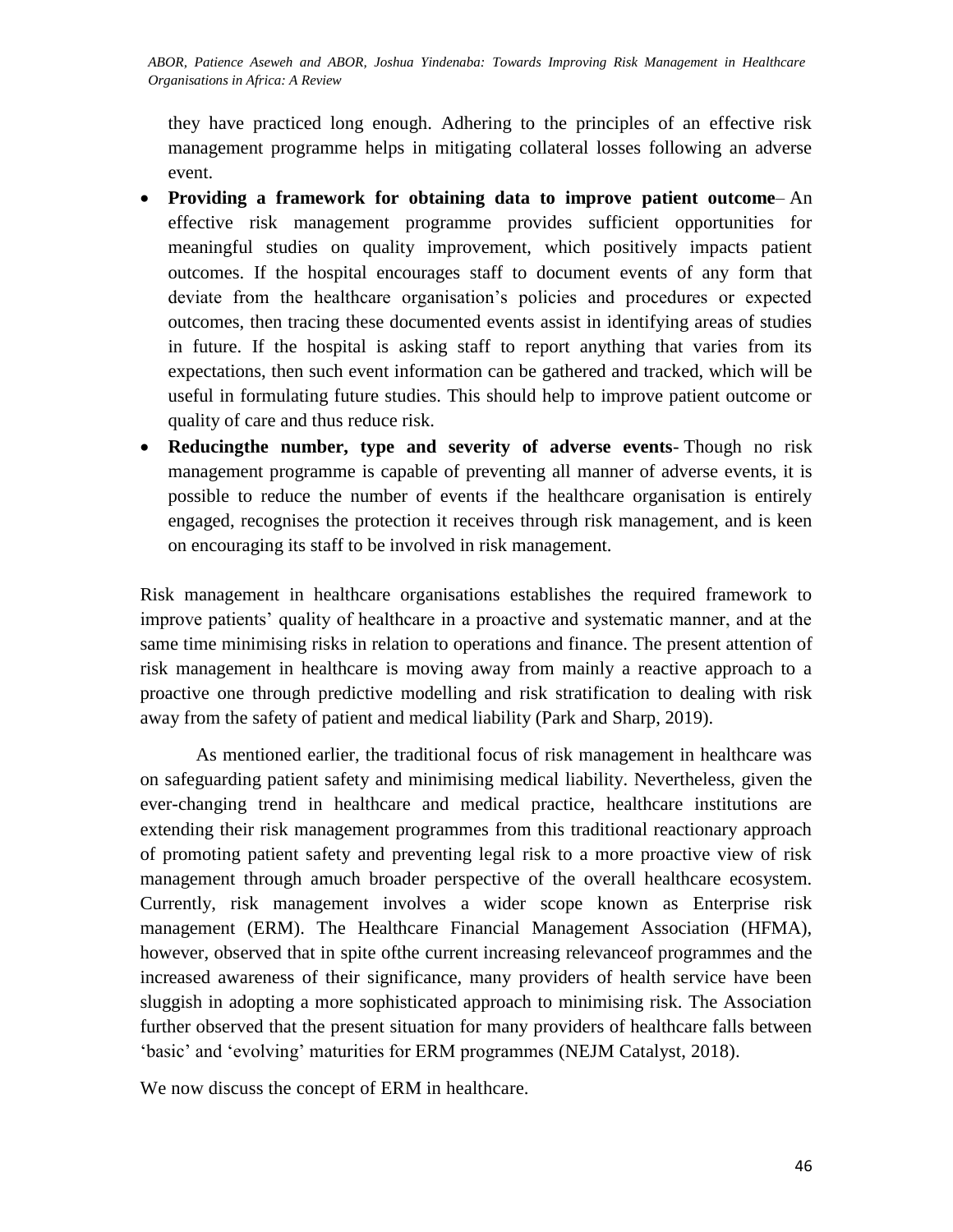they have practiced long enough. Adhering to the principles of an effective risk management programme helps in mitigating collateral losses following an adverse event.

- **Providing a framework for obtaining data to improve patient outcome**– An effective risk management programme provides sufficient opportunities for meaningful studies on quality improvement, which positively impacts patient outcomes. If the hospital encourages staff to document events of any form that deviate from the healthcare organisation's policies and procedures or expected outcomes, then tracing these documented events assist in identifying areas of studies in future. If the hospital is asking staff to report anything that varies from its expectations, then such event information can be gathered and tracked, which will be useful in formulating future studies. This should help to improve patient outcome or quality of care and thus reduce risk.
- **Reducingthe number, type and severity of adverse events**- Though no risk management programme is capable of preventing all manner of adverse events, it is possible to reduce the number of events if the healthcare organisation is entirely engaged, recognises the protection it receives through risk management, and is keen on encouraging its staff to be involved in risk management.

Risk management in healthcare organisations establishes the required framework to improve patients' quality of healthcare in a proactive and systematic manner, and at the same time minimising risks in relation to operations and finance. The present attention of risk management in healthcare is moving away from mainly a reactive approach to a proactive one through predictive modelling and risk stratification to dealing with risk away from the safety of patient and medical liability (Park and Sharp, 2019).

As mentioned earlier, the traditional focus of risk management in healthcare was on safeguarding patient safety and minimising medical liability. Nevertheless, given the ever-changing trend in healthcare and medical practice, healthcare institutions are extending their risk management programmes from this traditional reactionary approach of promoting patient safety and preventing legal risk to a more proactive view of risk management through amuch broader perspective of the overall healthcare ecosystem. Currently, risk management involves a wider scope known as Enterprise risk management (ERM). The Healthcare Financial Management Association (HFMA), however, observed that in spite ofthe current increasing relevanceof programmes and the increased awareness of their significance, many providers of health service have been sluggish in adopting a more sophisticated approach to minimising risk. The Association further observed that the present situation for many providers of healthcare falls between 'basic' and 'evolving' maturities for ERM programmes (NEJM Catalyst, 2018).

We now discuss the concept of ERM in healthcare.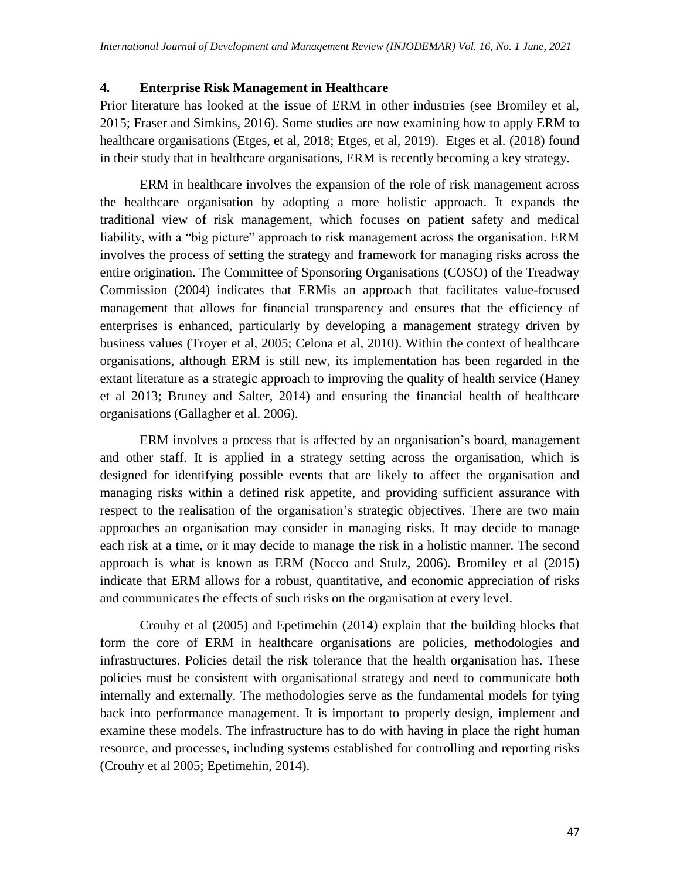## 4. Enterprise Risk Management in Healthcare

Prior literature has looked at the issue of ERM in other industries (see Bromiley et al, 2015; Fraser and Simkins, 2016). Some studies are now examining how to apply ERM to healthcare organisations (Etges, et al, 2018; Etges, et al, 2019). Etges et al. (2018) found in their study that in healthcare organisations, ERM is recently becoming a key strategy.

ERM in healthcare involves the expansion of the role of risk management across the healthcare organisation by adopting a more holistic approach. It expands the traditional view of risk management, which focuses on patient safety and medical liability, with a "big picture" approach to risk management across the organisation. ERM involves the process of setting the strategy and framework for managing risks across the entire origination. The Committee of Sponsoring Organisations (COSO) of the Treadway Commission (2004) indicates that ERMis an approach that facilitates value-focused management that allows for financial transparency and ensures that the efficiency of enterprises is enhanced, particularly by developing a management strategy driven by business values (Troyer et al, 2005; Celona et al, 2010). Within the context of healthcare organisations, although ERM is still new, its implementation has been regarded in the extant literature as a strategic approach to improving the quality of health service (Haney et al 2013; Bruney and Salter, 2014) and ensuring the financial health of healthcare organisations (Gallagher et al. 2006).

ERM involves a process that is affected by an organisation's board, management and other staff. It is applied in a strategy setting across the organisation, which is designed for identifying possible events that are likely to affect the organisation and managing risks within a defined risk appetite, and providing sufficient assurance with respect to the realisation of the organisation's strategic objectives. There are two main approaches an organisation may consider in managing risks. It may decide to manage each risk at a time, or it may decide to manage the risk in a holistic manner. The second approach is what is known as ERM (Nocco and Stulz, 2006). Bromiley et al (2015) indicate that ERM allows for a robust, quantitative, and economic appreciation of risks and communicates the effects of such risks on the organisation at every level.

Crouhy et al (2005) and Epetimehin (2014) explain that the building blocks that form the core of ERM in healthcare organisations are policies, methodologies and infrastructures. Policies detail the risk tolerance that the health organisation has. These policies must be consistent with organisational strategy and need to communicate both internally and externally. The methodologies serve as the fundamental models for tying back into performance management. It is important to properly design, implement and examine these models. The infrastructure has to do with having in place the right human resource, and processes, including systems established for controlling and reporting risks (Crouhy et al 2005; Epetimehin, 2014).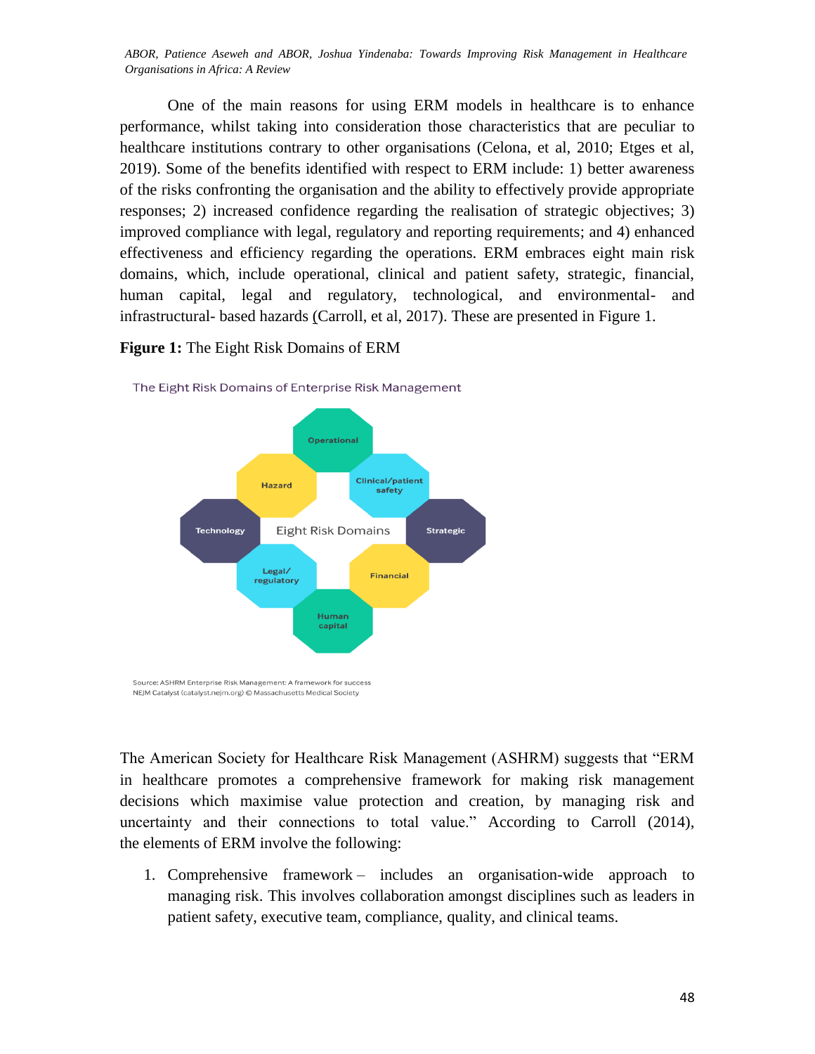One of the main reasons for using ERM models in healthcare is to enhance performance, whilst taking into consideration those characteristics that are peculiar to healthcare institutions contrary to other organisations (Celona, et al, 2010; Etges et al, 2019). Some of the benefits identified with respect to ERM include: 1) better awareness of the risks confronting the organisation and the ability to effectively provide appropriate responses; 2) increased confidence regarding the realisation of strategic objectives; 3) improved compliance with legal, regulatory and reporting requirements; and 4) enhanced effectiveness and efficiency regarding the operations. ERM embraces eight main risk domains, which, include operational, clinical and patient safety, strategic, financial, human capital, legal and regulatory, technological, and environmental- and infrastructural- based hazards (Carroll, et al, 2017). These are presented in Figure 1.

**Figure 1:** The Eight Risk Domains of ERM

The Eight Risk Domains of Enterprise Risk Management

Operational · Clinical/patient safety · Strategic · Financial · Human capital · Legal/regulatory · Technology · Hazard — Eight Risk Domains

Source: ASHRM Enterprise Risk Management: A framework for success
NEJM Catalyst (catalyst.nejm.org) © Massachusetts Medical Society

The American Society for Healthcare Risk Management (ASHRM) suggests that "ERM in healthcare promotes a comprehensive framework for making risk management decisions which maximise value protection and creation, by managing risk and uncertainty and their connections to total value." According to Carroll (2014), the elements of ERM involve the following:

1. Comprehensive framework – includes an organisation-wide approach to managing risk. This involves collaboration amongst disciplines such as leaders in patient safety, executive team, compliance, quality, and clinical teams.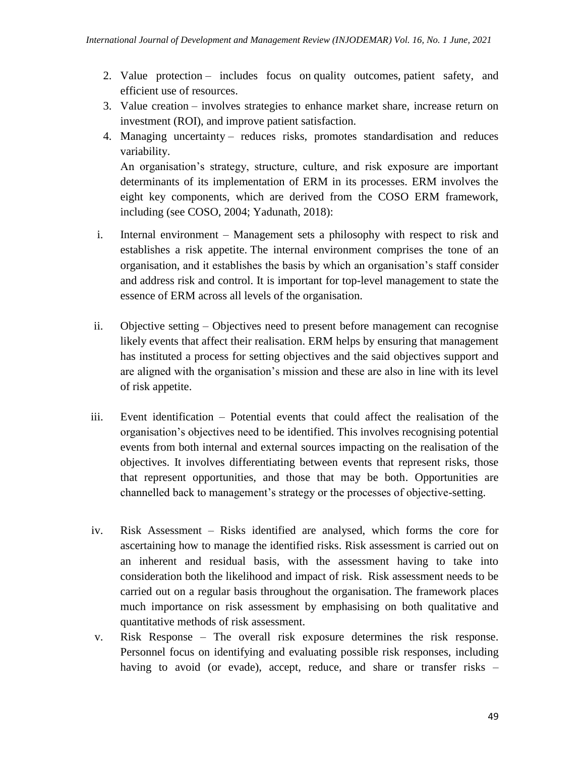2. Value protection – includes focus on quality outcomes, patient safety, and efficient use of resources.
3. Value creation – involves strategies to enhance market share, increase return on investment (ROI), and improve patient satisfaction.
4. Managing uncertainty – reduces risks, promotes standardisation and reduces variability.

An organisation's strategy, structure, culture, and risk exposure are important determinants of its implementation of ERM in its processes. ERM involves the eight key components, which are derived from the COSO ERM framework, including (see COSO, 2004; Yadunath, 2018):

i. Internal environment – Management sets a philosophy with respect to risk and establishes a risk appetite. The internal environment comprises the tone of an organisation, and it establishes the basis by which an organisation's staff consider and address risk and control. It is important for top-level management to state the essence of ERM across all levels of the organisation.

ii. Objective setting – Objectives need to present before management can recognise likely events that affect their realisation. ERM helps by ensuring that management has instituted a process for setting objectives and the said objectives support and are aligned with the organisation's mission and these are also in line with its level of risk appetite.

iii. Event identification – Potential events that could affect the realisation of the organisation's objectives need to be identified. This involves recognising potential events from both internal and external sources impacting on the realisation of the objectives. It involves differentiating between events that represent risks, those that represent opportunities, and those that may be both. Opportunities are channelled back to management's strategy or the processes of objective-setting.

iv. Risk Assessment – Risks identified are analysed, which forms the core for ascertaining how to manage the identified risks. Risk assessment is carried out on an inherent and residual basis, with the assessment having to take into consideration both the likelihood and impact of risk. Risk assessment needs to be carried out on a regular basis throughout the organisation. The framework places much importance on risk assessment by emphasising on both qualitative and quantitative methods of risk assessment.

v. Risk Response – The overall risk exposure determines the risk response. Personnel focus on identifying and evaluating possible risk responses, including having to avoid (or evade), accept, reduce, and share or transfer risks –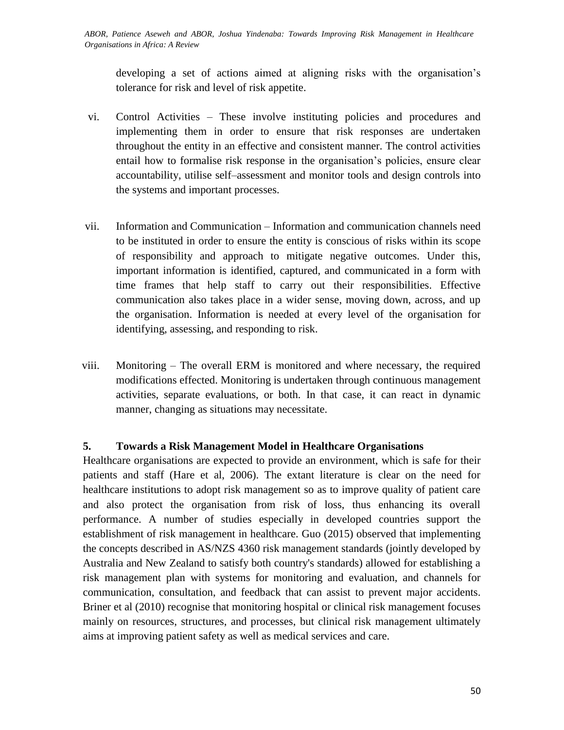developing a set of actions aimed at aligning risks with the organisation's tolerance for risk and level of risk appetite.

vi. Control Activities – These involve instituting policies and procedures and implementing them in order to ensure that risk responses are undertaken throughout the entity in an effective and consistent manner. The control activities entail how to formalise risk response in the organisation's policies, ensure clear accountability, utilise self–assessment and monitor tools and design controls into the systems and important processes.

vii. Information and Communication – Information and communication channels need to be instituted in order to ensure the entity is conscious of risks within its scope of responsibility and approach to mitigate negative outcomes. Under this, important information is identified, captured, and communicated in a form with time frames that help staff to carry out their responsibilities. Effective communication also takes place in a wider sense, moving down, across, and up the organisation. Information is needed at every level of the organisation for identifying, assessing, and responding to risk.

viii. Monitoring – The overall ERM is monitored and where necessary, the required modifications effected. Monitoring is undertaken through continuous management activities, separate evaluations, or both. In that case, it can react in dynamic manner, changing as situations may necessitate.

## 5. Towards a Risk Management Model in Healthcare Organisations

Healthcare organisations are expected to provide an environment, which is safe for their patients and staff (Hare et al, 2006). The extant literature is clear on the need for healthcare institutions to adopt risk management so as to improve quality of patient care and also protect the organisation from risk of loss, thus enhancing its overall performance. A number of studies especially in developed countries support the establishment of risk management in healthcare. Guo (2015) observed that implementing the concepts described in AS/NZS 4360 risk management standards (jointly developed by Australia and New Zealand to satisfy both country's standards) allowed for establishing a risk management plan with systems for monitoring and evaluation, and channels for communication, consultation, and feedback that can assist to prevent major accidents. Briner et al (2010) recognise that monitoring hospital or clinical risk management focuses mainly on resources, structures, and processes, but clinical risk management ultimately aims at improving patient safety as well as medical services and care.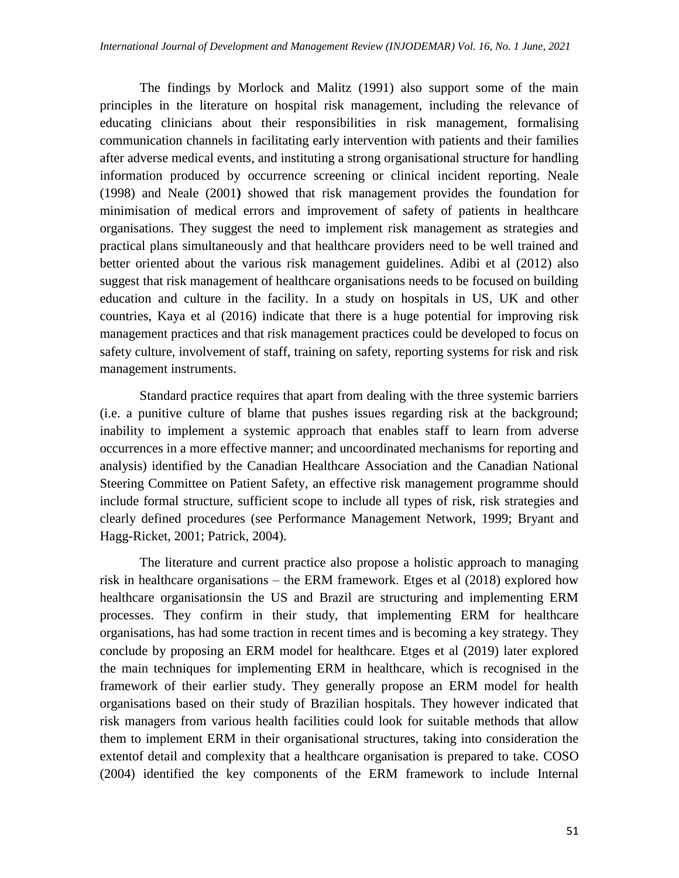The findings by Morlock and Malitz (1991) also support some of the main principles in the literature on hospital risk management, including the relevance of educating clinicians about their responsibilities in risk management, formalising communication channels in facilitating early intervention with patients and their families after adverse medical events, and instituting a strong organisational structure for handling information produced by occurrence screening or clinical incident reporting. Neale (1998) and Neale (2001**)** showed that risk management provides the foundation for minimisation of medical errors and improvement of safety of patients in healthcare organisations. They suggest the need to implement risk management as strategies and practical plans simultaneously and that healthcare providers need to be well trained and better oriented about the various risk management guidelines. Adibi et al (2012) also suggest that risk management of healthcare organisations needs to be focused on building education and culture in the facility. In a study on hospitals in US, UK and other countries, Kaya et al (2016) indicate that there is a huge potential for improving risk management practices and that risk management practices could be developed to focus on safety culture, involvement of staff, training on safety, reporting systems for risk and risk management instruments.

Standard practice requires that apart from dealing with the three systemic barriers (i.e. a punitive culture of blame that pushes issues regarding risk at the background; inability to implement a systemic approach that enables staff to learn from adverse occurrences in a more effective manner; and uncoordinated mechanisms for reporting and analysis) identified by the Canadian Healthcare Association and the Canadian National Steering Committee on Patient Safety, an effective risk management programme should include formal structure, sufficient scope to include all types of risk, risk strategies and clearly defined procedures (see Performance Management Network, 1999; Bryant and Hagg-Ricket, 2001; Patrick, 2004).

The literature and current practice also propose a holistic approach to managing risk in healthcare organisations – the ERM framework. Etges et al (2018) explored how healthcare organisationsin the US and Brazil are structuring and implementing ERM processes. They confirm in their study, that implementing ERM for healthcare organisations, has had some traction in recent times and is becoming a key strategy. They conclude by proposing an ERM model for healthcare. Etges et al (2019) later explored the main techniques for implementing ERM in healthcare, which is recognised in the framework of their earlier study. They generally propose an ERM model for health organisations based on their study of Brazilian hospitals. They however indicated that risk managers from various health facilities could look for suitable methods that allow them to implement ERM in their organisational structures, taking into consideration the extentof detail and complexity that a healthcare organisation is prepared to take. COSO (2004) identified the key components of the ERM framework to include Internal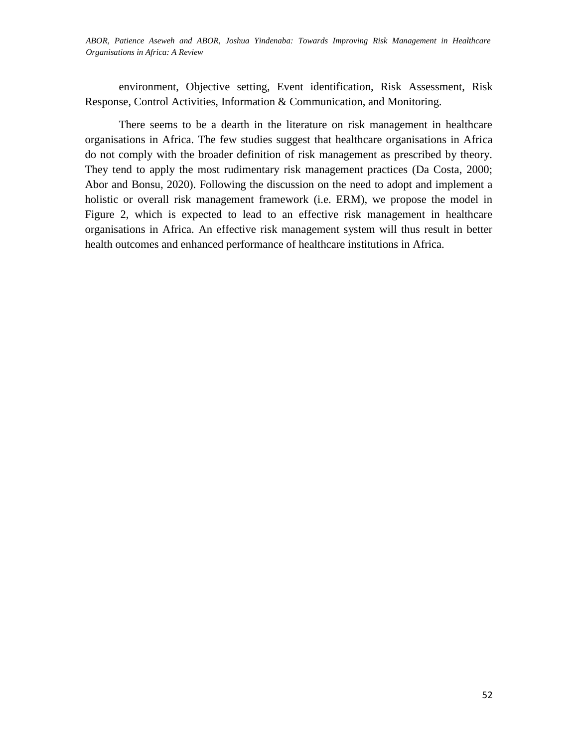environment, Objective setting, Event identification, Risk Assessment, Risk Response, Control Activities, Information & Communication, and Monitoring.

There seems to be a dearth in the literature on risk management in healthcare organisations in Africa. The few studies suggest that healthcare organisations in Africa do not comply with the broader definition of risk management as prescribed by theory. They tend to apply the most rudimentary risk management practices (Da Costa, 2000; Abor and Bonsu, 2020). Following the discussion on the need to adopt and implement a holistic or overall risk management framework (i.e. ERM), we propose the model in Figure 2, which is expected to lead to an effective risk management in healthcare organisations in Africa. An effective risk management system will thus result in better health outcomes and enhanced performance of healthcare institutions in Africa.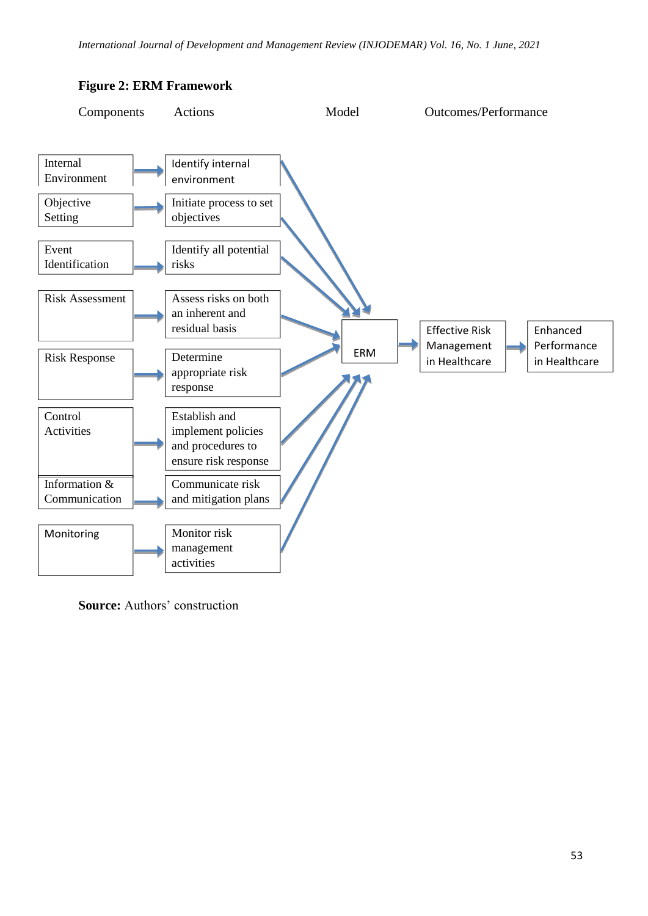**Figure 2: ERM Framework**

Components | Actions | Model | Outcomes/Performance

| Components | Actions |
|---|---|
| Internal Environment | Identify internal environment |
| Objective Setting | Initiate process to set objectives |
| Event Identification | Identify all potential risks |
| Risk Assessment | Assess risks on both an inherent and residual basis |
| Risk Response | Determine appropriate risk response |
| Control Activities | Establish and implement policies and procedures to ensure risk response |
| Information & Communication | Communicate risk and mitigation plans |
| Monitoring | Monitor risk management activities |

All actions → ERM → Effective Risk Management in Healthcare → Enhanced Performance in Healthcare

**Source:** Authors' construction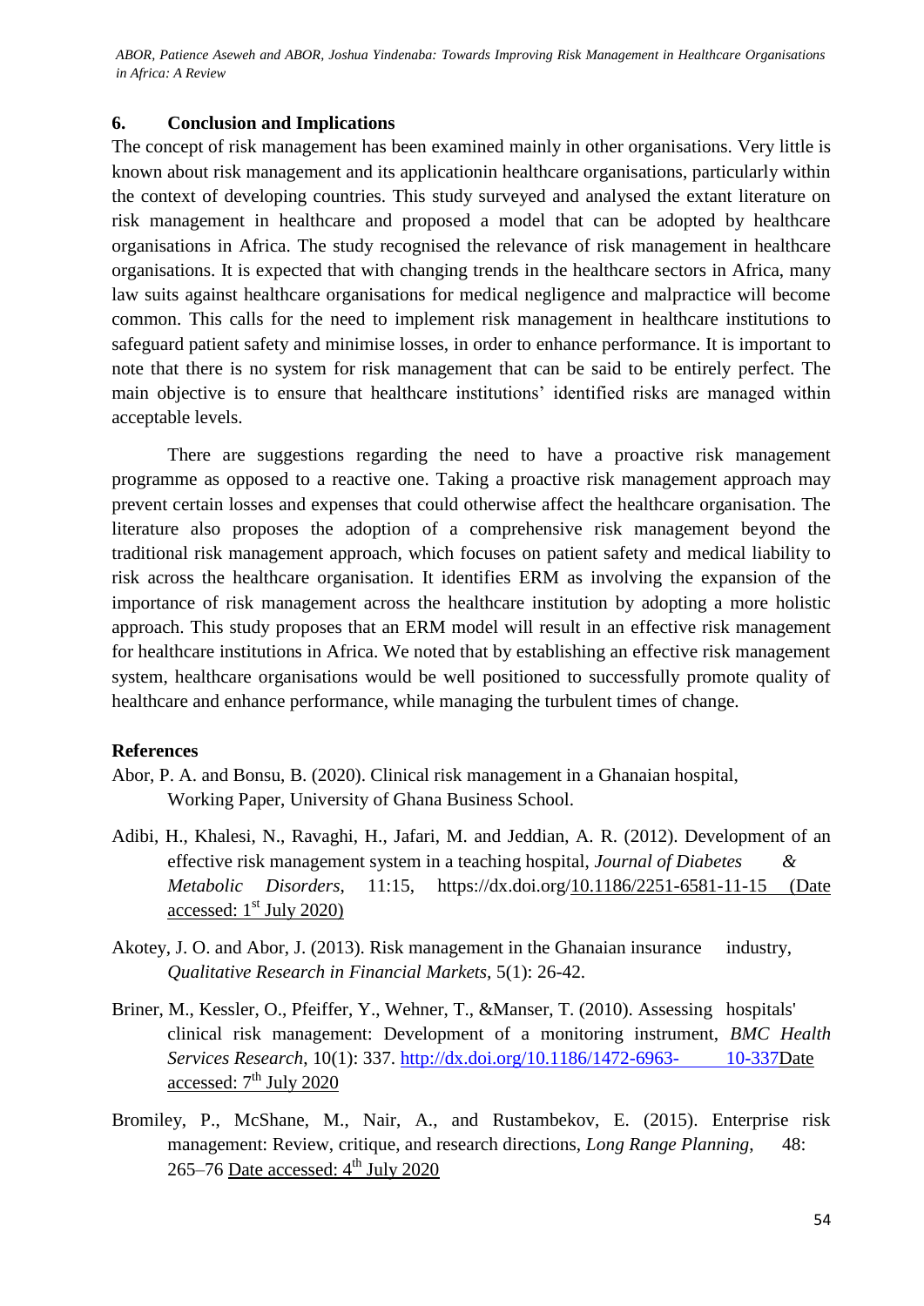## 6. Conclusion and Implications

The concept of risk management has been examined mainly in other organisations. Very little is known about risk management and its applicationin healthcare organisations, particularly within the context of developing countries. This study surveyed and analysed the extant literature on risk management in healthcare and proposed a model that can be adopted by healthcare organisations in Africa. The study recognised the relevance of risk management in healthcare organisations. It is expected that with changing trends in the healthcare sectors in Africa, many law suits against healthcare organisations for medical negligence and malpractice will become common. This calls for the need to implement risk management in healthcare institutions to safeguard patient safety and minimise losses, in order to enhance performance. It is important to note that there is no system for risk management that can be said to be entirely perfect. The main objective is to ensure that healthcare institutions' identified risks are managed within acceptable levels.

There are suggestions regarding the need to have a proactive risk management programme as opposed to a reactive one. Taking a proactive risk management approach may prevent certain losses and expenses that could otherwise affect the healthcare organisation. The literature also proposes the adoption of a comprehensive risk management beyond the traditional risk management approach, which focuses on patient safety and medical liability to risk across the healthcare organisation. It identifies ERM as involving the expansion of the importance of risk management across the healthcare institution by adopting a more holistic approach. This study proposes that an ERM model will result in an effective risk management for healthcare institutions in Africa. We noted that by establishing an effective risk management system, healthcare organisations would be well positioned to successfully promote quality of healthcare and enhance performance, while managing the turbulent times of change.

## References

Abor, P. A. and Bonsu, B. (2020). Clinical risk management in a Ghanaian hospital, Working Paper, University of Ghana Business School.

Adibi, H., Khalesi, N., Ravaghi, H., Jafari, M. and Jeddian, A. R. (2012). Development of an effective risk management system in a teaching hospital, *Journal of Diabetes & Metabolic Disorders*, 11:15, https://dx.doi.org/10.1186/2251-6581-11-15 (Date accessed: 1st July 2020)

Akotey, J. O. and Abor, J. (2013). Risk management in the Ghanaian insurance industry, *Qualitative Research in Financial Markets*, 5(1): 26-42.

Briner, M., Kessler, O., Pfeiffer, Y., Wehner, T., &Manser, T. (2010). Assessing hospitals' clinical risk management: Development of a monitoring instrument, *BMC Health Services Research*, 10(1): 337. http://dx.doi.org/10.1186/1472-6963- 10-337Date accessed: 7th July 2020

Bromiley, P., McShane, M., Nair, A., and Rustambekov, E. (2015). Enterprise risk management: Review, critique, and research directions, *Long Range Planning*, 48: 265–76 Date accessed: 4th July 2020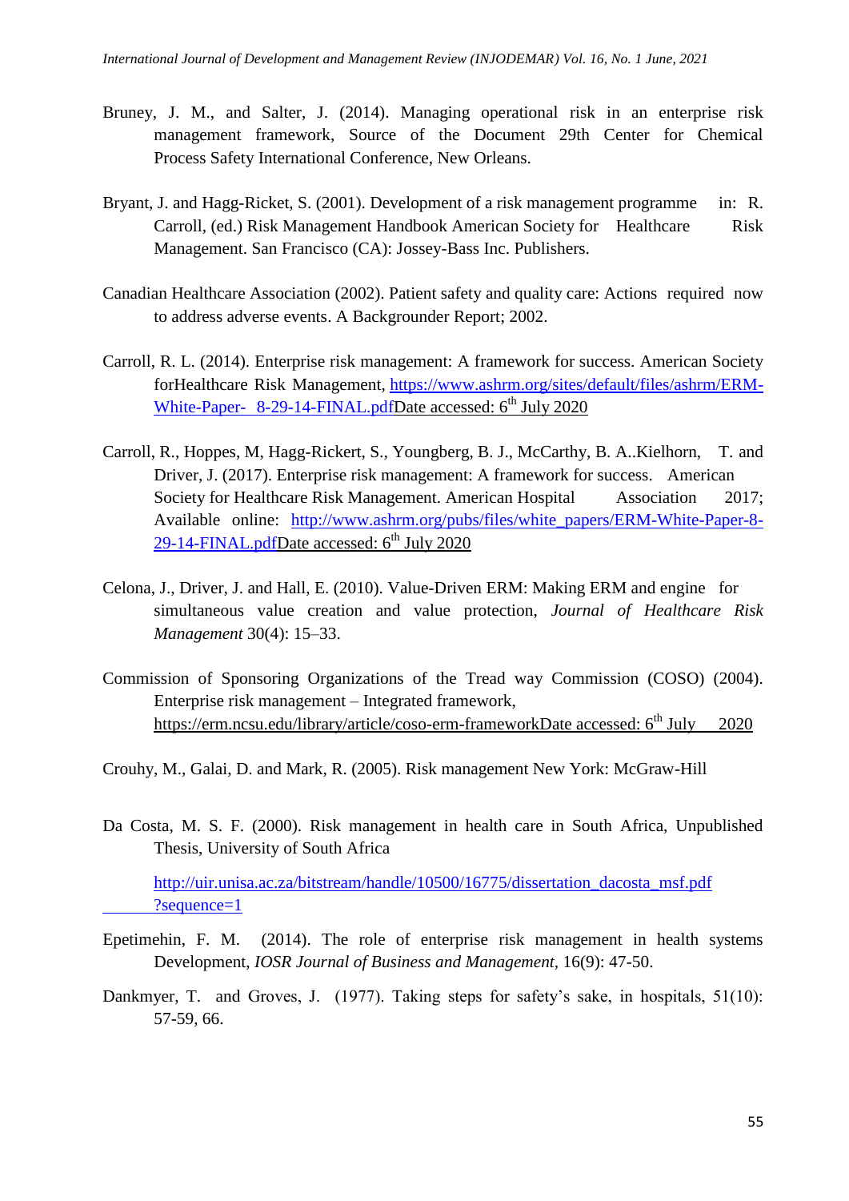Bruney, J. M., and Salter, J. (2014). Managing operational risk in an enterprise risk management framework, Source of the Document 29th Center for Chemical Process Safety International Conference, New Orleans.

Bryant, J. and Hagg-Ricket, S. (2001). Development of a risk management programme in: R. Carroll, (ed.) Risk Management Handbook American Society for Healthcare Risk Management. San Francisco (CA): Jossey-Bass Inc. Publishers.

Canadian Healthcare Association (2002). Patient safety and quality care: Actions required now to address adverse events. A Backgrounder Report; 2002.

Carroll, R. L. (2014). Enterprise risk management: A framework for success. American Society forHealthcare Risk Management, https://www.ashrm.org/sites/default/files/ashrm/ERM-White-Paper- 8-29-14-FINAL.pdfDate accessed: 6th July 2020

Carroll, R., Hoppes, M, Hagg-Rickert, S., Youngberg, B. J., McCarthy, B. A..Kielhorn, T. and Driver, J. (2017). Enterprise risk management: A framework for success. American Society for Healthcare Risk Management. American Hospital Association 2017; Available online: http://www.ashrm.org/pubs/files/white_papers/ERM-White-Paper-8-29-14-FINAL.pdfDate accessed: 6th July 2020

Celona, J., Driver, J. and Hall, E. (2010). Value-Driven ERM: Making ERM and engine for simultaneous value creation and value protection, *Journal of Healthcare Risk Management* 30(4): 15–33.

Commission of Sponsoring Organizations of the Tread way Commission (COSO) (2004). Enterprise risk management – Integrated framework, https://erm.ncsu.edu/library/article/coso-erm-frameworkDate accessed: 6th July 2020

Crouhy, M., Galai, D. and Mark, R. (2005). Risk management New York: McGraw-Hill

Da Costa, M. S. F. (2000). Risk management in health care in South Africa, Unpublished Thesis, University of South Africa

http://uir.unisa.ac.za/bitstream/handle/10500/16775/dissertation_dacosta_msf.pdf ?sequence=1

Epetimehin, F. M. (2014). The role of enterprise risk management in health systems Development, *IOSR Journal of Business and Management,* 16(9): 47-50.

Dankmyer, T. and Groves, J. (1977). Taking steps for safety's sake, in hospitals, 51(10): 57-59, 66.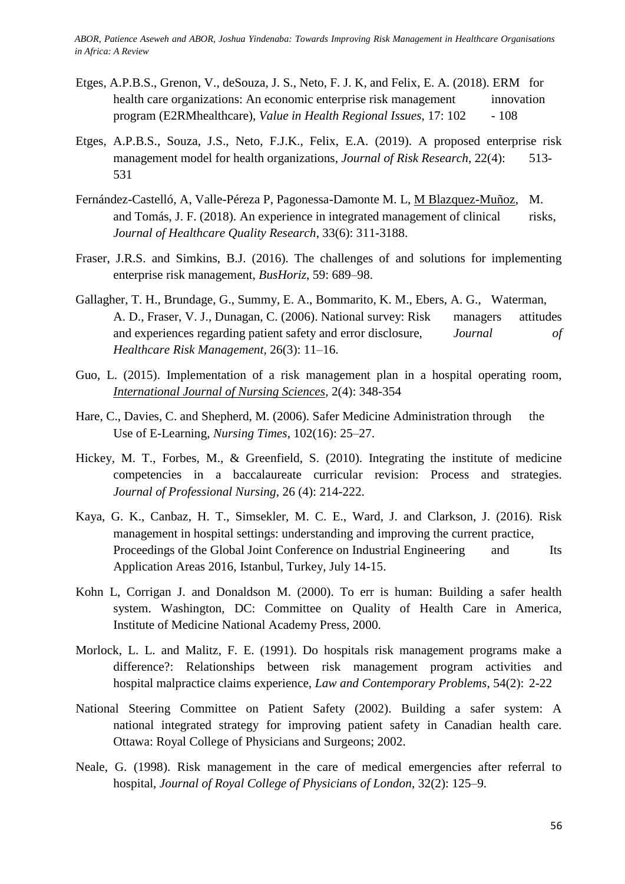Etges, A.P.B.S., Grenon, V., deSouza, J. S., Neto, F. J. K, and Felix, E. A. (2018). ERM for health care organizations: An economic enterprise risk management innovation program (E2RMhealthcare), *Value in Health Regional Issues*, 17: 102 - 108

Etges, A.P.B.S., Souza, J.S., Neto, F.J.K., Felix, E.A. (2019). A proposed enterprise risk management model for health organizations, *Journal of Risk Research*, 22(4): 513-531

Fernández-Castelló, A, Valle-Péreza P, Pagonessa-Damonte M. L, M Blazquez-Muñoz, M. and Tomás, J. F. (2018). An experience in integrated management of clinical risks, *Journal of Healthcare Quality Research*, 33(6): 311-3188.

Fraser, J.R.S. and Simkins, B.J. (2016). The challenges of and solutions for implementing enterprise risk management, *BusHoriz*, 59: 689–98.

Gallagher, T. H., Brundage, G., Summy, E. A., Bommarito, K. M., Ebers, A. G., Waterman, A. D., Fraser, V. J., Dunagan, C. (2006). National survey: Risk managers attitudes and experiences regarding patient safety and error disclosure, *Journal of Healthcare Risk Management*, 26(3): 11–16.

Guo, L. (2015). Implementation of a risk management plan in a hospital operating room, *International Journal of Nursing Sciences*, 2(4): 348-354

Hare, C., Davies, C. and Shepherd, M. (2006). Safer Medicine Administration through the Use of E-Learning, *Nursing Times*, 102(16): 25–27.

Hickey, M. T., Forbes, M., & Greenfield, S. (2010). Integrating the institute of medicine competencies in a baccalaureate curricular revision: Process and strategies. *Journal of Professional Nursing*, 26 (4): 214-222.

Kaya, G. K., Canbaz, H. T., Simsekler, M. C. E., Ward, J. and Clarkson, J. (2016). Risk management in hospital settings: understanding and improving the current practice, Proceedings of the Global Joint Conference on Industrial Engineering and Its Application Areas 2016, Istanbul, Turkey, July 14-15.

Kohn L, Corrigan J. and Donaldson M. (2000). To err is human: Building a safer health system. Washington, DC: Committee on Quality of Health Care in America, Institute of Medicine National Academy Press, 2000.

Morlock, L. L. and Malitz, F. E. (1991). Do hospitals risk management programs make a difference?: Relationships between risk management program activities and hospital malpractice claims experience, *Law and Contemporary Problems*, 54(2): 2-22

National Steering Committee on Patient Safety (2002). Building a safer system: A national integrated strategy for improving patient safety in Canadian health care. Ottawa: Royal College of Physicians and Surgeons; 2002.

Neale, G. (1998). Risk management in the care of medical emergencies after referral to hospital, *Journal of Royal College of Physicians of London*, 32(2): 125–9.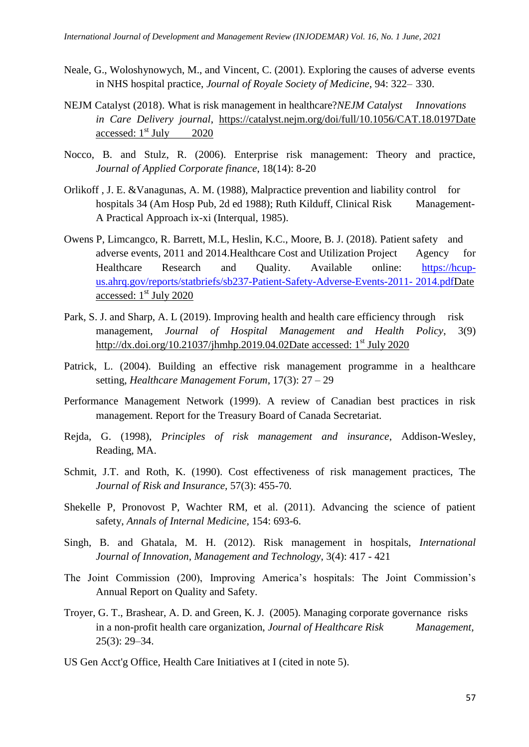Neale, G., Woloshynowych, M., and Vincent, C. (2001). Exploring the causes of adverse events in NHS hospital practice, *Journal of Royale Society of Medicine*, 94: 322– 330.

NEJM Catalyst (2018). What is risk management in healthcare?*NEJM Catalyst Innovations in Care Delivery journal*, https://catalyst.nejm.org/doi/full/10.1056/CAT.18.0197Date accessed: 1st July 2020

Nocco, B. and Stulz, R. (2006). Enterprise risk management: Theory and practice, *Journal of Applied Corporate finance*, 18(14): 8-20

Orlikoff , J. E. &Vanagunas, A. M. (1988), Malpractice prevention and liability control for hospitals 34 (Am Hosp Pub, 2d ed 1988); Ruth Kilduff, Clinical Risk Management- A Practical Approach ix-xi (Interqual, 1985).

Owens P, Limcangco, R. Barrett, M.L, Heslin, K.C., Moore, B. J. (2018). Patient safety and adverse events, 2011 and 2014.Healthcare Cost and Utilization Project Agency for Healthcare Research and Quality. Available online: https://hcup-us.ahrq.gov/reports/statbriefs/sb237-Patient-Safety-Adverse-Events-2011- 2014.pdfDate accessed: 1st July 2020

Park, S. J. and Sharp, A. L (2019). Improving health and health care efficiency through risk management, *Journal of Hospital Management and Health Policy*, 3(9) http://dx.doi.org/10.21037/jhmhp.2019.04.02Date accessed: 1st July 2020

Patrick, L. (2004). Building an effective risk management programme in a healthcare setting, *Healthcare Management Forum*, 17(3): 27 – 29

Performance Management Network (1999). A review of Canadian best practices in risk management. Report for the Treasury Board of Canada Secretariat.

Rejda, G. (1998), *Principles of risk management and insurance*, Addison-Wesley, Reading, MA.

Schmit, J.T. and Roth, K. (1990). Cost effectiveness of risk management practices, The *Journal of Risk and Insurance*, 57(3): 455-70.

Shekelle P, Pronovost P, Wachter RM, et al. (2011). Advancing the science of patient safety, *Annals of Internal Medicine*, 154: 693-6.

Singh, B. and Ghatala, M. H. (2012). Risk management in hospitals, *International Journal of Innovation, Management and Technology*, 3(4): 417 - 421

The Joint Commission (200), Improving America's hospitals: The Joint Commission's Annual Report on Quality and Safety.

Troyer, G. T., Brashear, A. D. and Green, K. J. (2005). Managing corporate governance risks in a non-profit health care organization, *Journal of Healthcare Risk Management*, 25(3): 29–34.

US Gen Acct'g Office, Health Care Initiatives at I (cited in note 5).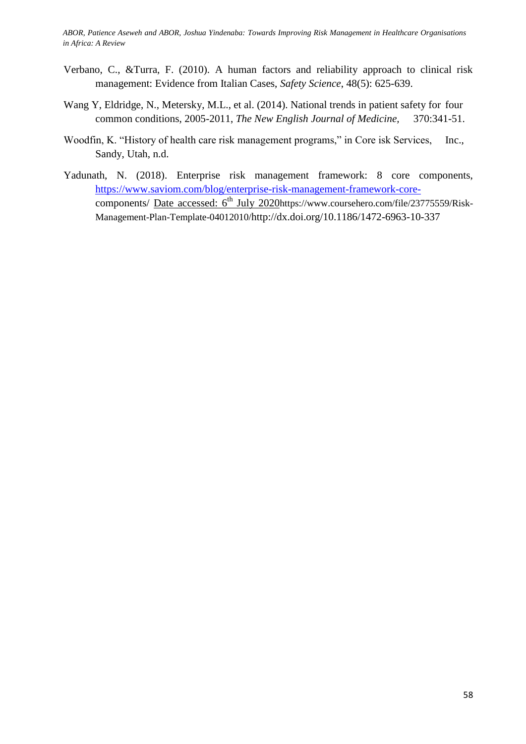Verbano, C., &Turra, F. (2010). A human factors and reliability approach to clinical risk management: Evidence from Italian Cases, *Safety Science*, 48(5): 625-639.

Wang Y, Eldridge, N., Metersky, M.L., et al. (2014). National trends in patient safety for four common conditions, 2005-2011, *The New English Journal of Medicine,* 370:341-51.

Woodfin, K. "History of health care risk management programs," in Core isk Services, Inc., Sandy, Utah, n.d.

Yadunath, N. (2018). Enterprise risk management framework: 8 core components, https://www.saviom.com/blog/enterprise-risk-management-framework-core-components/ Date accessed: 6th July 2020https://www.coursehero.com/file/23775559/Risk-Management-Plan-Template-04012010/http://dx.doi.org/10.1186/1472-6963-10-337